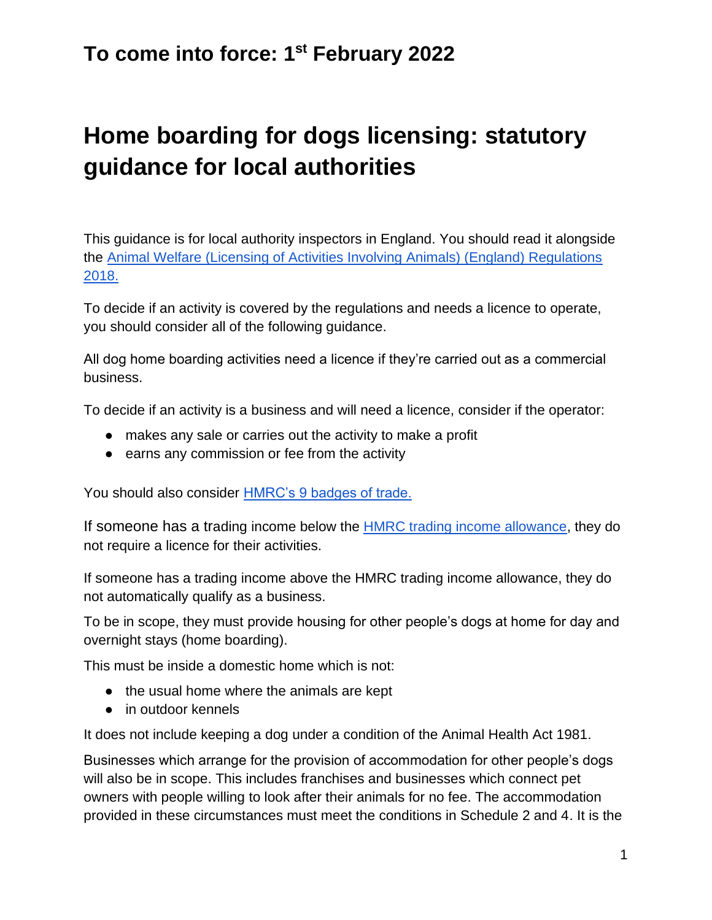## To come into force: 1st February 2022

# Home boarding for dogs licensing: statutory guidance for local authorities

This guidance is for local authority inspectors in England. You should read it alongside the [Animal Welfare (Licensing of Activities Involving Animals) (England) Regulations 2018.]()

To decide if an activity is covered by the regulations and needs a licence to operate, you should consider all of the following guidance.

All dog home boarding activities need a licence if they're carried out as a commercial business.

To decide if an activity is a business and will need a licence, consider if the operator:

- makes any sale or carries out the activity to make a profit
- earns any commission or fee from the activity

You should also consider [HMRC's 9 badges of trade.]()

If someone has a trading income below the [HMRC trading income allowance](), they do not require a licence for their activities.

If someone has a trading income above the HMRC trading income allowance, they do not automatically qualify as a business.

To be in scope, they must provide housing for other people's dogs at home for day and overnight stays (home boarding).

This must be inside a domestic home which is not:

- the usual home where the animals are kept
- in outdoor kennels

It does not include keeping a dog under a condition of the Animal Health Act 1981.

Businesses which arrange for the provision of accommodation for other people's dogs will also be in scope. This includes franchises and businesses which connect pet owners with people willing to look after their animals for no fee. The accommodation provided in these circumstances must meet the conditions in Schedule 2 and 4. It is the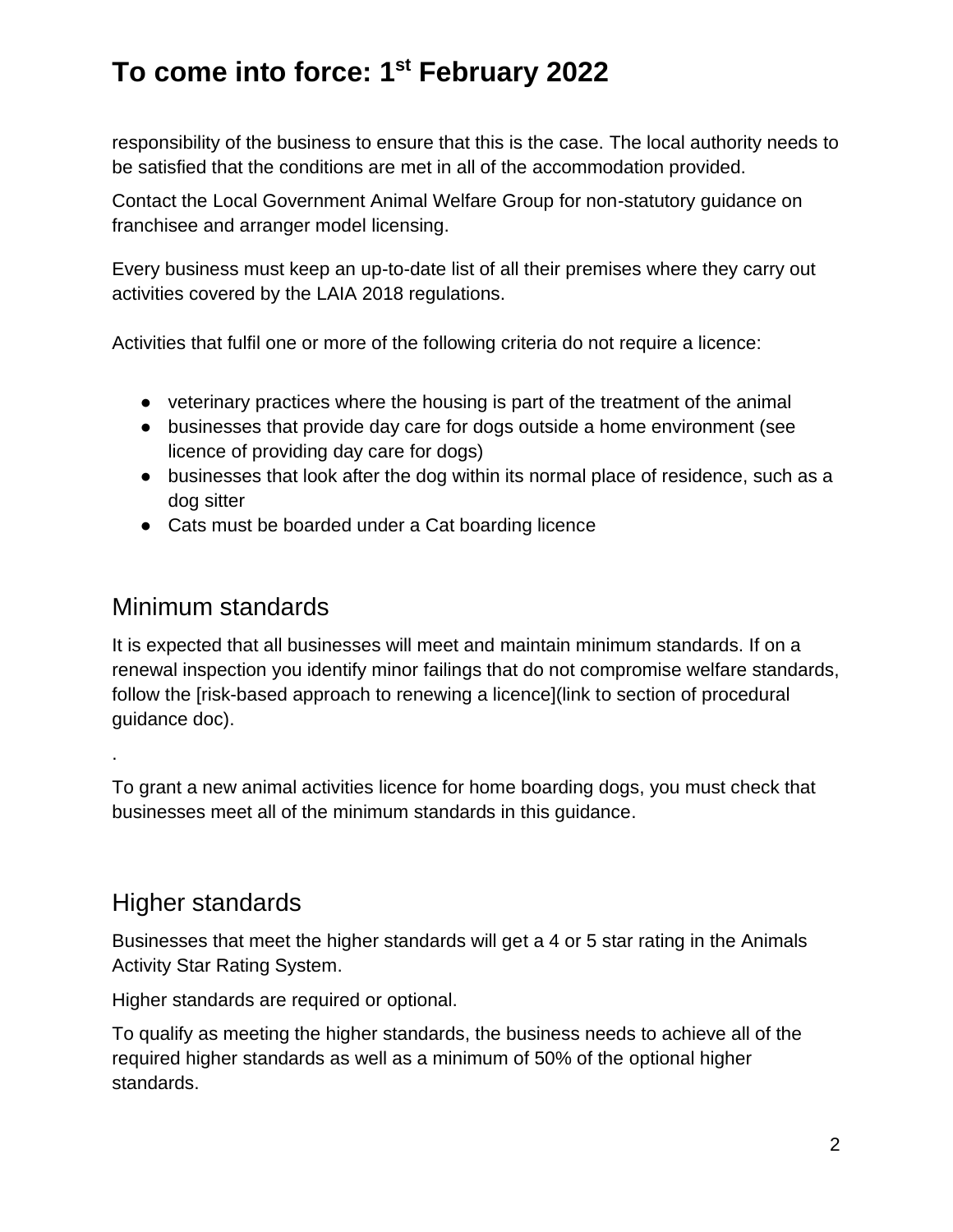responsibility of the business to ensure that this is the case. The local authority needs to be satisfied that the conditions are met in all of the accommodation provided.

Contact the Local Government Animal Welfare Group for non-statutory guidance on franchisee and arranger model licensing.

Every business must keep an up-to-date list of all their premises where they carry out activities covered by the LAIA 2018 regulations.

Activities that fulfil one or more of the following criteria do not require a licence:

- veterinary practices where the housing is part of the treatment of the animal
- businesses that provide day care for dogs outside a home environment (see licence of providing day care for dogs)
- businesses that look after the dog within its normal place of residence, such as a dog sitter
- Cats must be boarded under a Cat boarding licence

## Minimum standards

It is expected that all businesses will meet and maintain minimum standards. If on a renewal inspection you identify minor failings that do not compromise welfare standards, follow the [risk-based approach to renewing a licence](link to section of procedural guidance doc).

.

To grant a new animal activities licence for home boarding dogs, you must check that businesses meet all of the minimum standards in this guidance.

## Higher standards

Businesses that meet the higher standards will get a 4 or 5 star rating in the Animals Activity Star Rating System.

Higher standards are required or optional.

To qualify as meeting the higher standards, the business needs to achieve all of the required higher standards as well as a minimum of 50% of the optional higher standards.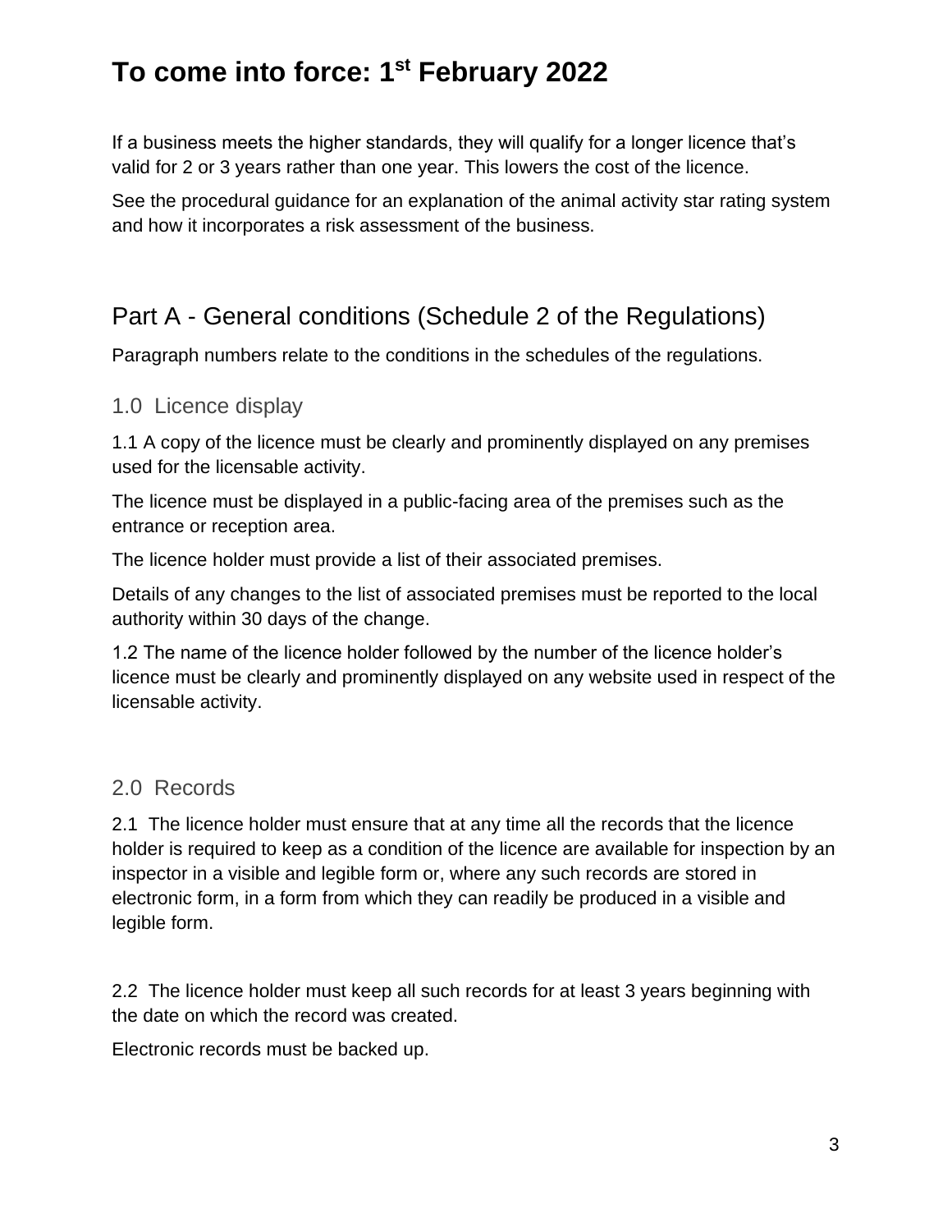# To come into force: 1st February 2022

If a business meets the higher standards, they will qualify for a longer licence that's valid for 2 or 3 years rather than one year. This lowers the cost of the licence.

See the procedural guidance for an explanation of the animal activity star rating system and how it incorporates a risk assessment of the business.

## Part A - General conditions (Schedule 2 of the Regulations)

Paragraph numbers relate to the conditions in the schedules of the regulations.

### 1.0 Licence display

1.1 A copy of the licence must be clearly and prominently displayed on any premises used for the licensable activity.

The licence must be displayed in a public-facing area of the premises such as the entrance or reception area.

The licence holder must provide a list of their associated premises.

Details of any changes to the list of associated premises must be reported to the local authority within 30 days of the change.

1.2 The name of the licence holder followed by the number of the licence holder's licence must be clearly and prominently displayed on any website used in respect of the licensable activity.

### 2.0 Records

2.1 The licence holder must ensure that at any time all the records that the licence holder is required to keep as a condition of the licence are available for inspection by an inspector in a visible and legible form or, where any such records are stored in electronic form, in a form from which they can readily be produced in a visible and legible form.

2.2 The licence holder must keep all such records for at least 3 years beginning with the date on which the record was created.

Electronic records must be backed up.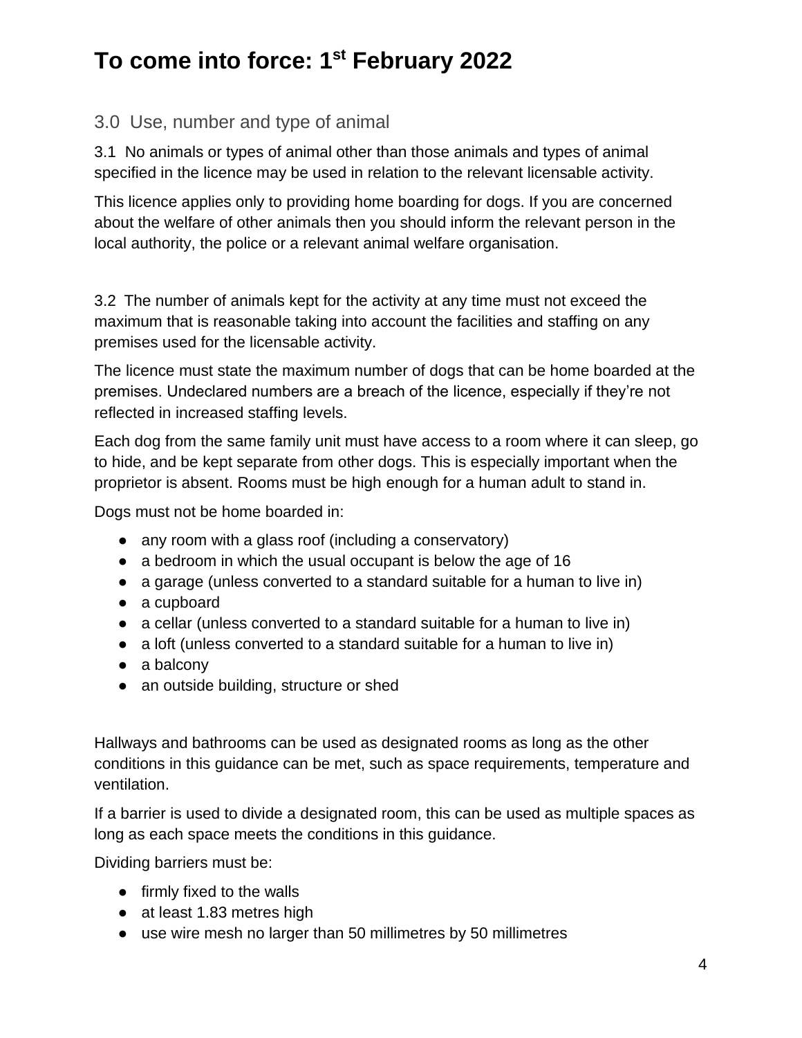# To come into force: 1st February 2022

## 3.0 Use, number and type of animal

3.1 No animals or types of animal other than those animals and types of animal specified in the licence may be used in relation to the relevant licensable activity.

This licence applies only to providing home boarding for dogs. If you are concerned about the welfare of other animals then you should inform the relevant person in the local authority, the police or a relevant animal welfare organisation.

3.2 The number of animals kept for the activity at any time must not exceed the maximum that is reasonable taking into account the facilities and staffing on any premises used for the licensable activity.

The licence must state the maximum number of dogs that can be home boarded at the premises. Undeclared numbers are a breach of the licence, especially if they're not reflected in increased staffing levels.

Each dog from the same family unit must have access to a room where it can sleep, go to hide, and be kept separate from other dogs. This is especially important when the proprietor is absent. Rooms must be high enough for a human adult to stand in.

Dogs must not be home boarded in:

- any room with a glass roof (including a conservatory)
- a bedroom in which the usual occupant is below the age of 16
- a garage (unless converted to a standard suitable for a human to live in)
- a cupboard
- a cellar (unless converted to a standard suitable for a human to live in)
- a loft (unless converted to a standard suitable for a human to live in)
- a balcony
- an outside building, structure or shed

Hallways and bathrooms can be used as designated rooms as long as the other conditions in this guidance can be met, such as space requirements, temperature and ventilation.

If a barrier is used to divide a designated room, this can be used as multiple spaces as long as each space meets the conditions in this guidance.

Dividing barriers must be:

- firmly fixed to the walls
- at least 1.83 metres high
- use wire mesh no larger than 50 millimetres by 50 millimetres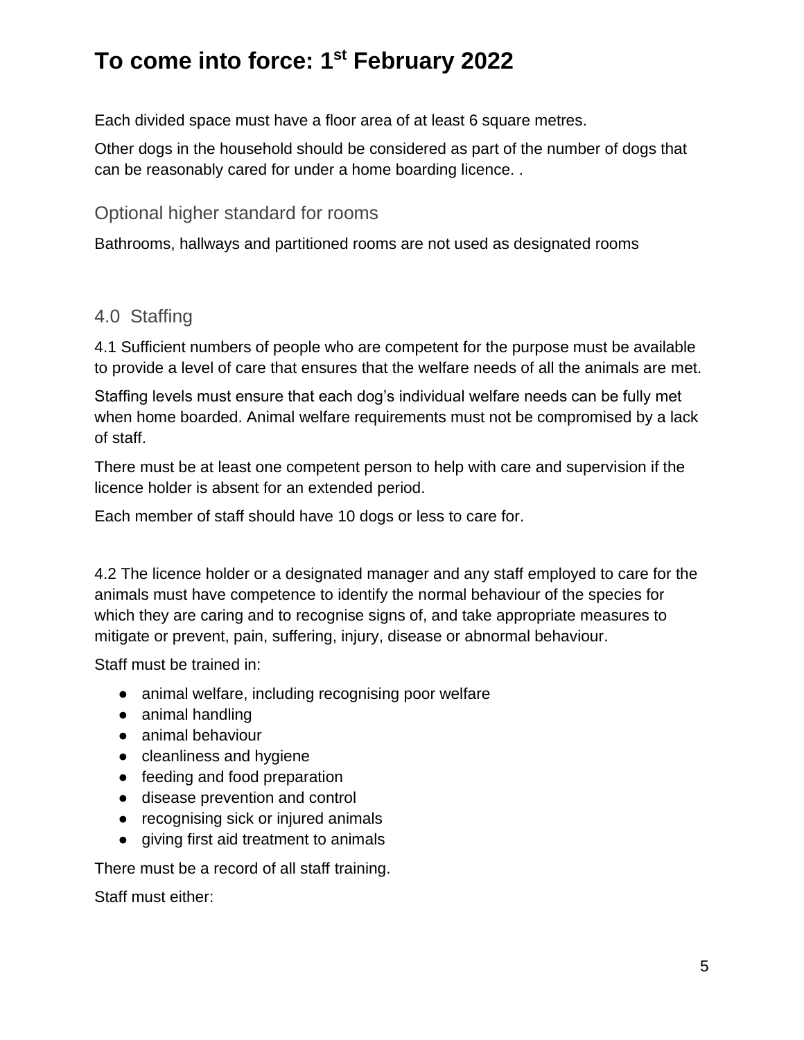# To come into force: 1st February 2022

Each divided space must have a floor area of at least 6 square metres.

Other dogs in the household should be considered as part of the number of dogs that can be reasonably cared for under a home boarding licence. .

### Optional higher standard for rooms

Bathrooms, hallways and partitioned rooms are not used as designated rooms

## 4.0 Staffing

4.1 Sufficient numbers of people who are competent for the purpose must be available to provide a level of care that ensures that the welfare needs of all the animals are met.

Staffing levels must ensure that each dog's individual welfare needs can be fully met when home boarded. Animal welfare requirements must not be compromised by a lack of staff.

There must be at least one competent person to help with care and supervision if the licence holder is absent for an extended period.

Each member of staff should have 10 dogs or less to care for.

4.2 The licence holder or a designated manager and any staff employed to care for the animals must have competence to identify the normal behaviour of the species for which they are caring and to recognise signs of, and take appropriate measures to mitigate or prevent, pain, suffering, injury, disease or abnormal behaviour.

Staff must be trained in:

- animal welfare, including recognising poor welfare
- animal handling
- animal behaviour
- cleanliness and hygiene
- feeding and food preparation
- disease prevention and control
- recognising sick or injured animals
- giving first aid treatment to animals

There must be a record of all staff training.

Staff must either: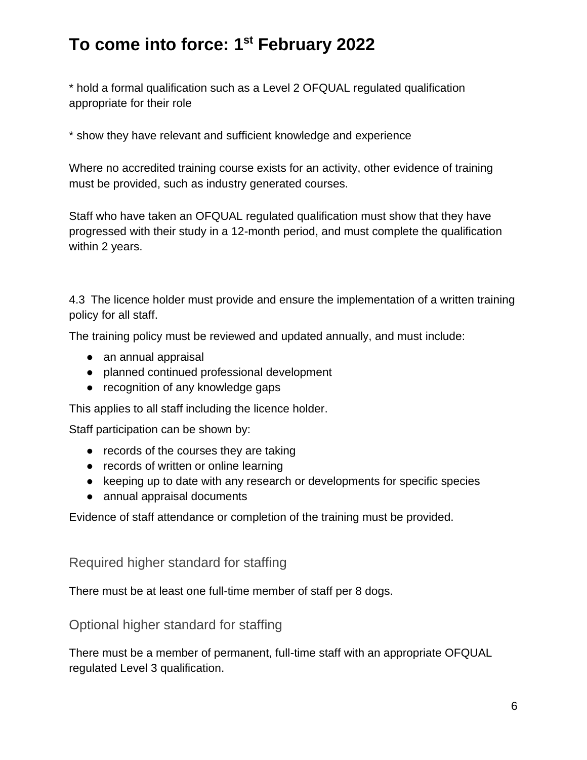# To come into force: 1st February 2022

* hold a formal qualification such as a Level 2 OFQUAL regulated qualification appropriate for their role

* show they have relevant and sufficient knowledge and experience

Where no accredited training course exists for an activity, other evidence of training must be provided, such as industry generated courses.

Staff who have taken an OFQUAL regulated qualification must show that they have progressed with their study in a 12-month period, and must complete the qualification within 2 years.

4.3 The licence holder must provide and ensure the implementation of a written training policy for all staff.

The training policy must be reviewed and updated annually, and must include:

- an annual appraisal
- planned continued professional development
- recognition of any knowledge gaps

This applies to all staff including the licence holder.

Staff participation can be shown by:

- records of the courses they are taking
- records of written or online learning
- keeping up to date with any research or developments for specific species
- annual appraisal documents

Evidence of staff attendance or completion of the training must be provided.

## Required higher standard for staffing

There must be at least one full-time member of staff per 8 dogs.

## Optional higher standard for staffing

There must be a member of permanent, full-time staff with an appropriate OFQUAL regulated Level 3 qualification.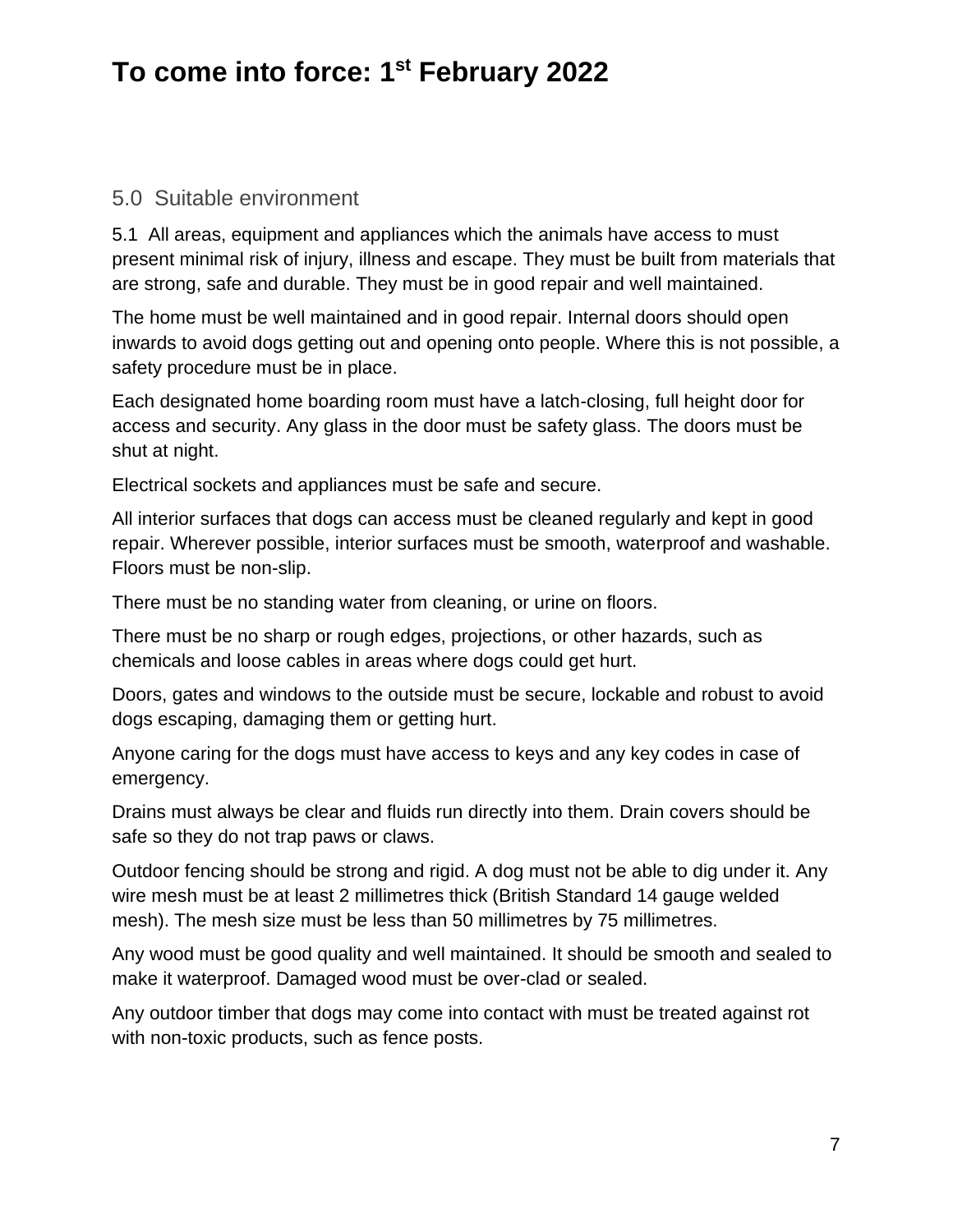# To come into force: 1st February 2022

## 5.0 Suitable environment

5.1 All areas, equipment and appliances which the animals have access to must present minimal risk of injury, illness and escape. They must be built from materials that are strong, safe and durable. They must be in good repair and well maintained.

The home must be well maintained and in good repair. Internal doors should open inwards to avoid dogs getting out and opening onto people. Where this is not possible, a safety procedure must be in place.

Each designated home boarding room must have a latch-closing, full height door for access and security. Any glass in the door must be safety glass. The doors must be shut at night.

Electrical sockets and appliances must be safe and secure.

All interior surfaces that dogs can access must be cleaned regularly and kept in good repair. Wherever possible, interior surfaces must be smooth, waterproof and washable. Floors must be non-slip.

There must be no standing water from cleaning, or urine on floors.

There must be no sharp or rough edges, projections, or other hazards, such as chemicals and loose cables in areas where dogs could get hurt.

Doors, gates and windows to the outside must be secure, lockable and robust to avoid dogs escaping, damaging them or getting hurt.

Anyone caring for the dogs must have access to keys and any key codes in case of emergency.

Drains must always be clear and fluids run directly into them. Drain covers should be safe so they do not trap paws or claws.

Outdoor fencing should be strong and rigid. A dog must not be able to dig under it. Any wire mesh must be at least 2 millimetres thick (British Standard 14 gauge welded mesh). The mesh size must be less than 50 millimetres by 75 millimetres.

Any wood must be good quality and well maintained. It should be smooth and sealed to make it waterproof. Damaged wood must be over-clad or sealed.

Any outdoor timber that dogs may come into contact with must be treated against rot with non-toxic products, such as fence posts.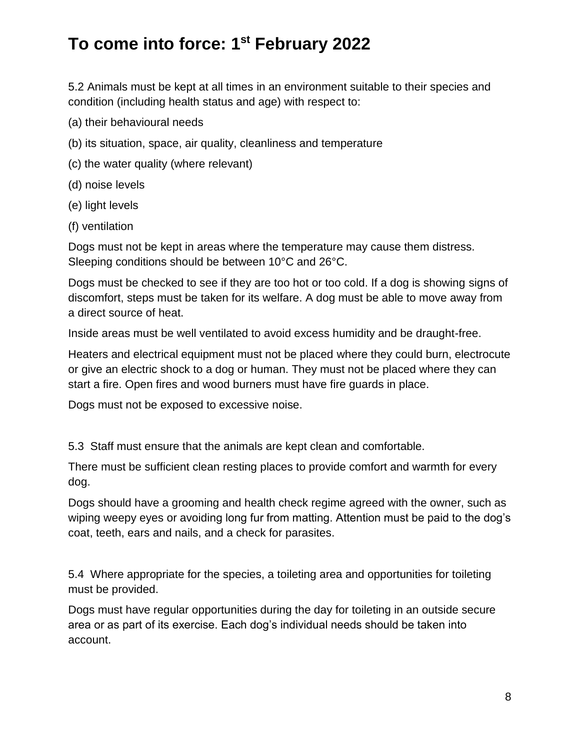# To come into force: 1st February 2022

5.2 Animals must be kept at all times in an environment suitable to their species and condition (including health status and age) with respect to:

(a) their behavioural needs

(b) its situation, space, air quality, cleanliness and temperature

(c) the water quality (where relevant)

(d) noise levels

(e) light levels

(f) ventilation

Dogs must not be kept in areas where the temperature may cause them distress. Sleeping conditions should be between 10°C and 26°C.

Dogs must be checked to see if they are too hot or too cold. If a dog is showing signs of discomfort, steps must be taken for its welfare. A dog must be able to move away from a direct source of heat.

Inside areas must be well ventilated to avoid excess humidity and be draught-free.

Heaters and electrical equipment must not be placed where they could burn, electrocute or give an electric shock to a dog or human. They must not be placed where they can start a fire. Open fires and wood burners must have fire guards in place.

Dogs must not be exposed to excessive noise.

5.3 Staff must ensure that the animals are kept clean and comfortable.

There must be sufficient clean resting places to provide comfort and warmth for every dog.

Dogs should have a grooming and health check regime agreed with the owner, such as wiping weepy eyes or avoiding long fur from matting. Attention must be paid to the dog's coat, teeth, ears and nails, and a check for parasites.

5.4 Where appropriate for the species, a toileting area and opportunities for toileting must be provided.

Dogs must have regular opportunities during the day for toileting in an outside secure area or as part of its exercise. Each dog's individual needs should be taken into account.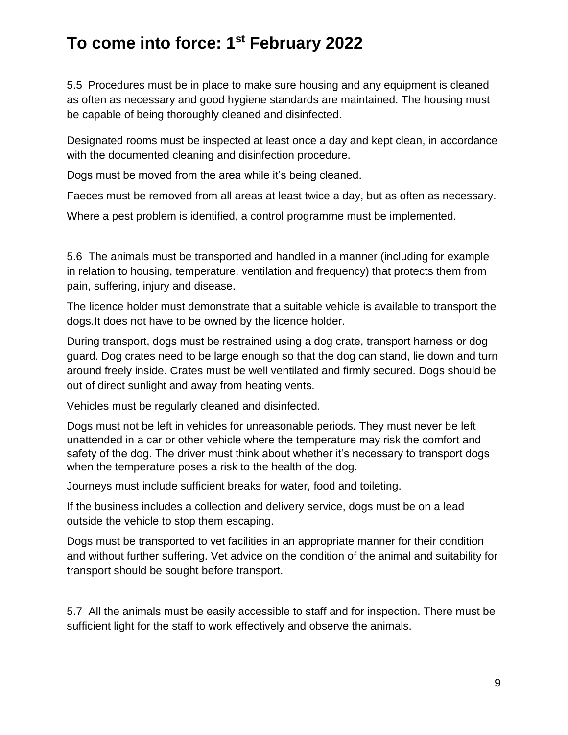# To come into force: 1st February 2022

5.5 Procedures must be in place to make sure housing and any equipment is cleaned as often as necessary and good hygiene standards are maintained. The housing must be capable of being thoroughly cleaned and disinfected.

Designated rooms must be inspected at least once a day and kept clean, in accordance with the documented cleaning and disinfection procedure.

Dogs must be moved from the area while it's being cleaned.

Faeces must be removed from all areas at least twice a day, but as often as necessary.

Where a pest problem is identified, a control programme must be implemented.

5.6 The animals must be transported and handled in a manner (including for example in relation to housing, temperature, ventilation and frequency) that protects them from pain, suffering, injury and disease.

The licence holder must demonstrate that a suitable vehicle is available to transport the dogs.It does not have to be owned by the licence holder.

During transport, dogs must be restrained using a dog crate, transport harness or dog guard. Dog crates need to be large enough so that the dog can stand, lie down and turn around freely inside. Crates must be well ventilated and firmly secured. Dogs should be out of direct sunlight and away from heating vents.

Vehicles must be regularly cleaned and disinfected.

Dogs must not be left in vehicles for unreasonable periods. They must never be left unattended in a car or other vehicle where the temperature may risk the comfort and safety of the dog. The driver must think about whether it's necessary to transport dogs when the temperature poses a risk to the health of the dog.

Journeys must include sufficient breaks for water, food and toileting.

If the business includes a collection and delivery service, dogs must be on a lead outside the vehicle to stop them escaping.

Dogs must be transported to vet facilities in an appropriate manner for their condition and without further suffering. Vet advice on the condition of the animal and suitability for transport should be sought before transport.

5.7 All the animals must be easily accessible to staff and for inspection. There must be sufficient light for the staff to work effectively and observe the animals.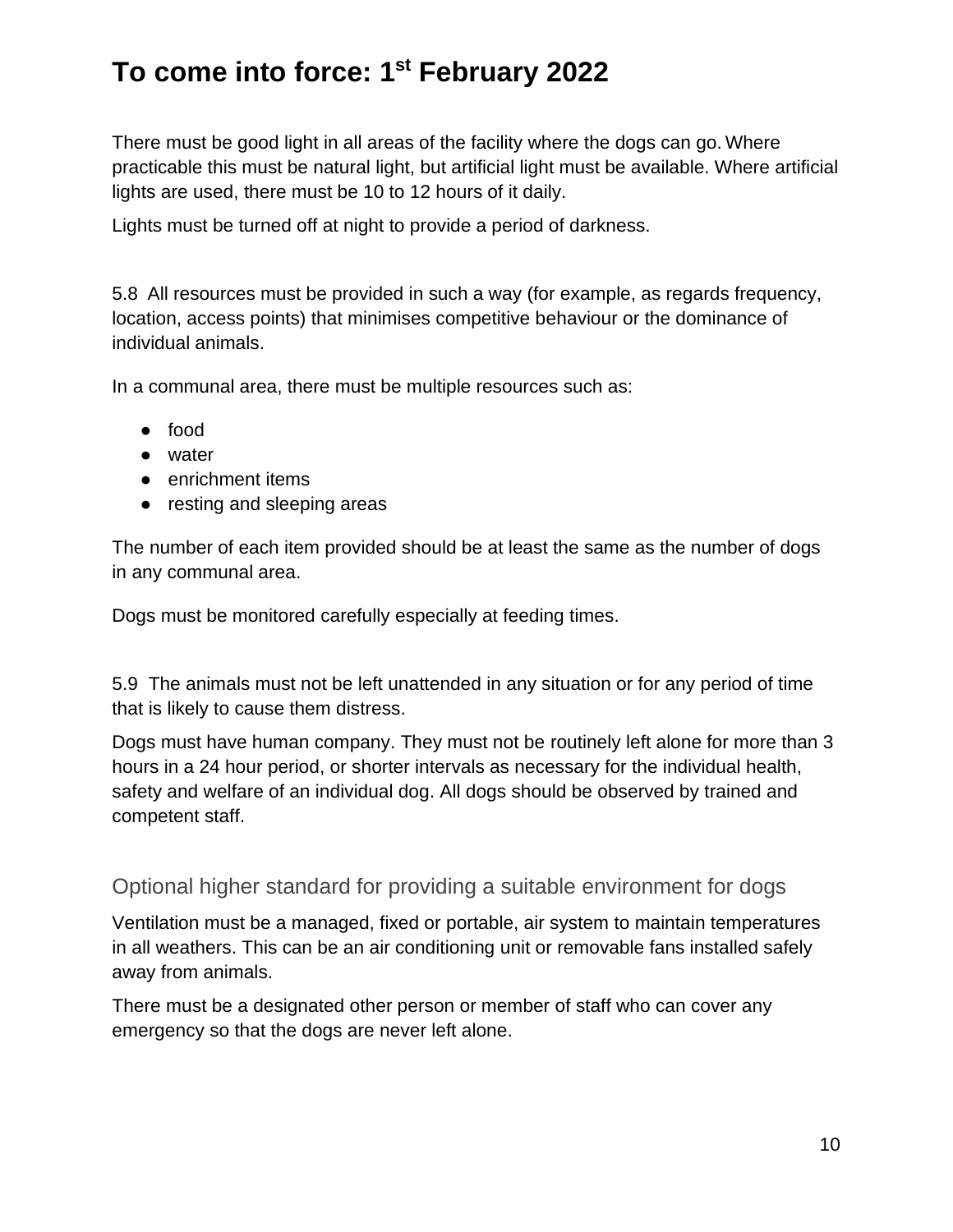# To come into force: 1st February 2022

There must be good light in all areas of the facility where the dogs can go. Where practicable this must be natural light, but artificial light must be available. Where artificial lights are used, there must be 10 to 12 hours of it daily.

Lights must be turned off at night to provide a period of darkness.

5.8 All resources must be provided in such a way (for example, as regards frequency, location, access points) that minimises competitive behaviour or the dominance of individual animals.

In a communal area, there must be multiple resources such as:

- food
- water
- enrichment items
- resting and sleeping areas

The number of each item provided should be at least the same as the number of dogs in any communal area.

Dogs must be monitored carefully especially at feeding times.

5.9 The animals must not be left unattended in any situation or for any period of time that is likely to cause them distress.

Dogs must have human company. They must not be routinely left alone for more than 3 hours in a 24 hour period, or shorter intervals as necessary for the individual health, safety and welfare of an individual dog. All dogs should be observed by trained and competent staff.

## Optional higher standard for providing a suitable environment for dogs

Ventilation must be a managed, fixed or portable, air system to maintain temperatures in all weathers. This can be an air conditioning unit or removable fans installed safely away from animals.

There must be a designated other person or member of staff who can cover any emergency so that the dogs are never left alone.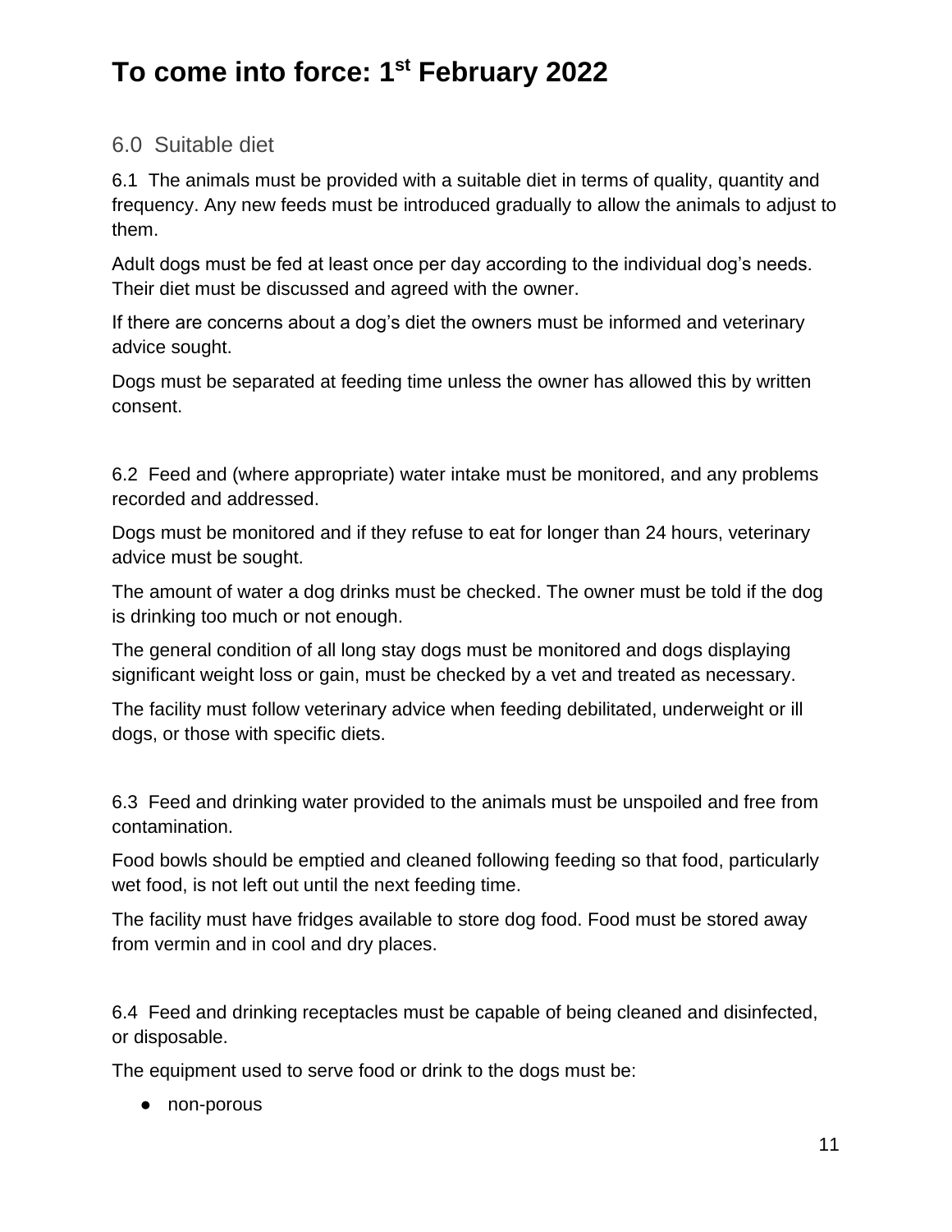# To come into force: 1st February 2022

## 6.0 Suitable diet

6.1 The animals must be provided with a suitable diet in terms of quality, quantity and frequency. Any new feeds must be introduced gradually to allow the animals to adjust to them.

Adult dogs must be fed at least once per day according to the individual dog's needs. Their diet must be discussed and agreed with the owner.

If there are concerns about a dog's diet the owners must be informed and veterinary advice sought.

Dogs must be separated at feeding time unless the owner has allowed this by written consent.

6.2 Feed and (where appropriate) water intake must be monitored, and any problems recorded and addressed.

Dogs must be monitored and if they refuse to eat for longer than 24 hours, veterinary advice must be sought.

The amount of water a dog drinks must be checked. The owner must be told if the dog is drinking too much or not enough.

The general condition of all long stay dogs must be monitored and dogs displaying significant weight loss or gain, must be checked by a vet and treated as necessary.

The facility must follow veterinary advice when feeding debilitated, underweight or ill dogs, or those with specific diets.

6.3 Feed and drinking water provided to the animals must be unspoiled and free from contamination.

Food bowls should be emptied and cleaned following feeding so that food, particularly wet food, is not left out until the next feeding time.

The facility must have fridges available to store dog food. Food must be stored away from vermin and in cool and dry places.

6.4 Feed and drinking receptacles must be capable of being cleaned and disinfected, or disposable.

The equipment used to serve food or drink to the dogs must be:

- non-porous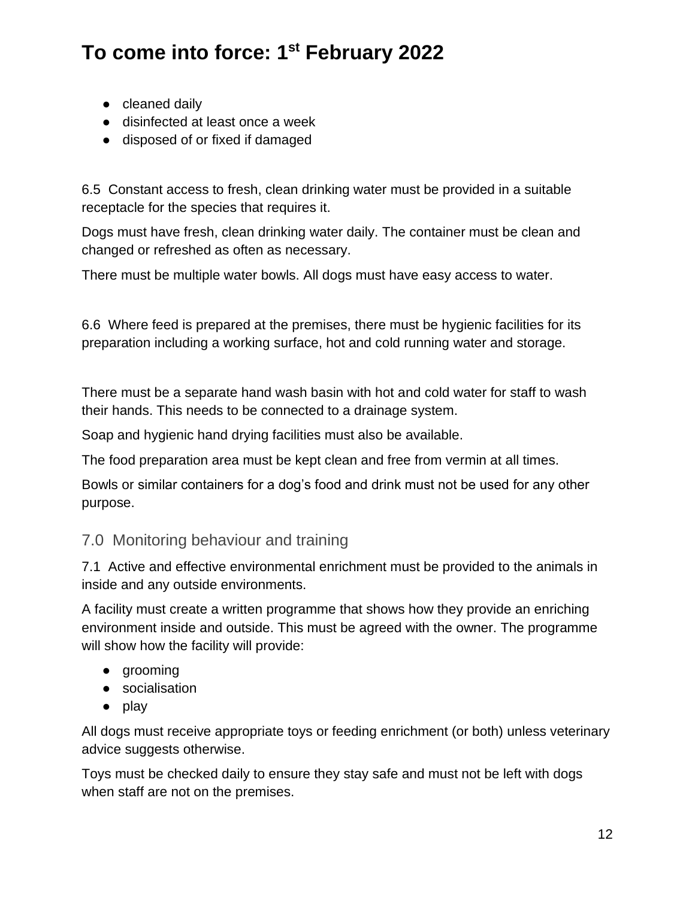- cleaned daily
- disinfected at least once a week
- disposed of or fixed if damaged

6.5 Constant access to fresh, clean drinking water must be provided in a suitable receptacle for the species that requires it.

Dogs must have fresh, clean drinking water daily. The container must be clean and changed or refreshed as often as necessary.

There must be multiple water bowls. All dogs must have easy access to water.

6.6 Where feed is prepared at the premises, there must be hygienic facilities for its preparation including a working surface, hot and cold running water and storage.

There must be a separate hand wash basin with hot and cold water for staff to wash their hands. This needs to be connected to a drainage system.

Soap and hygienic hand drying facilities must also be available.

The food preparation area must be kept clean and free from vermin at all times.

Bowls or similar containers for a dog's food and drink must not be used for any other purpose.

## 7.0 Monitoring behaviour and training

7.1 Active and effective environmental enrichment must be provided to the animals in inside and any outside environments.

A facility must create a written programme that shows how they provide an enriching environment inside and outside. This must be agreed with the owner. The programme will show how the facility will provide:

- grooming
- socialisation
- play

All dogs must receive appropriate toys or feeding enrichment (or both) unless veterinary advice suggests otherwise.

Toys must be checked daily to ensure they stay safe and must not be left with dogs when staff are not on the premises.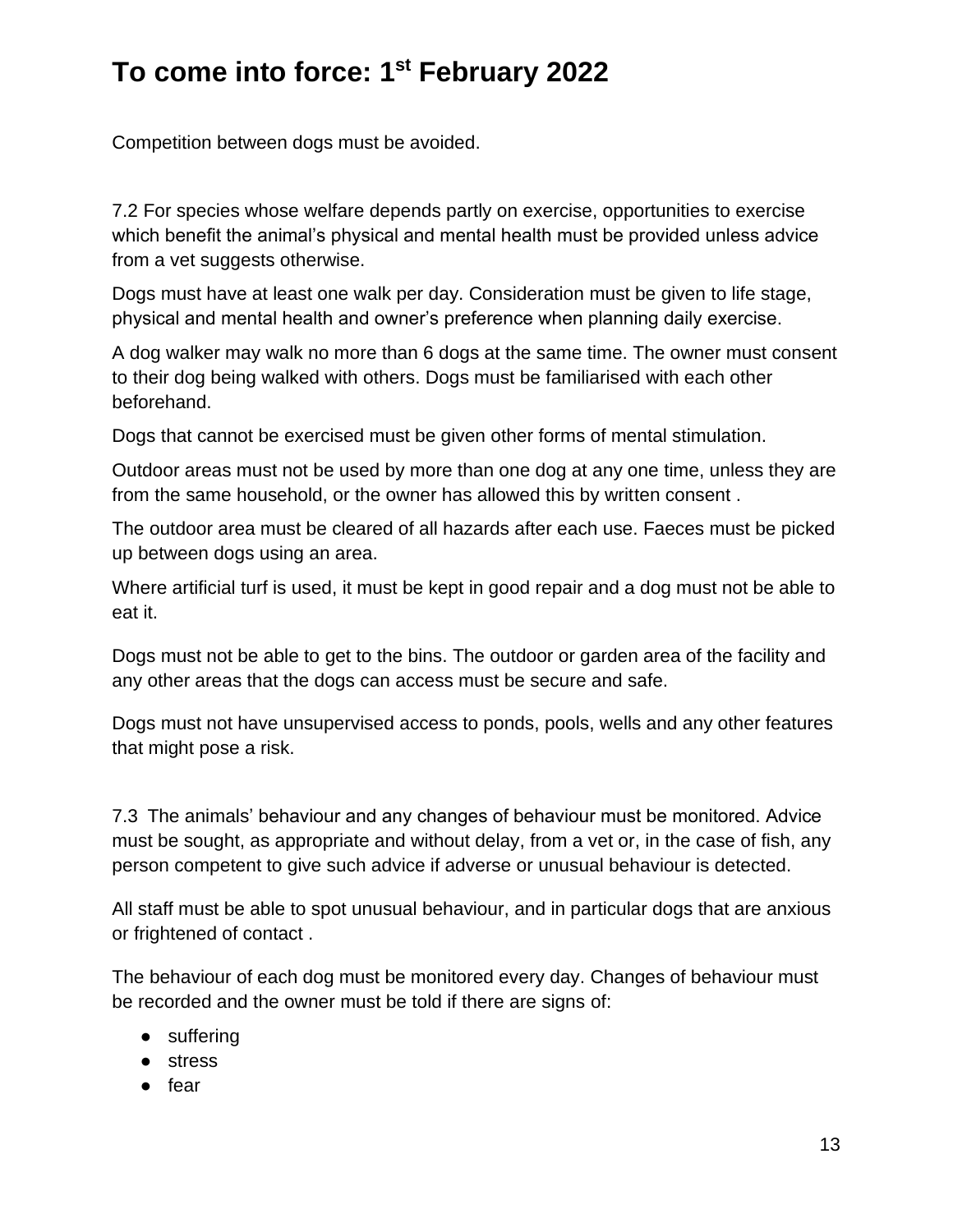Competition between dogs must be avoided.

7.2 For species whose welfare depends partly on exercise, opportunities to exercise which benefit the animal's physical and mental health must be provided unless advice from a vet suggests otherwise.

Dogs must have at least one walk per day. Consideration must be given to life stage, physical and mental health and owner's preference when planning daily exercise.

A dog walker may walk no more than 6 dogs at the same time. The owner must consent to their dog being walked with others. Dogs must be familiarised with each other beforehand.

Dogs that cannot be exercised must be given other forms of mental stimulation.

Outdoor areas must not be used by more than one dog at any one time, unless they are from the same household, or the owner has allowed this by written consent .

The outdoor area must be cleared of all hazards after each use. Faeces must be picked up between dogs using an area.

Where artificial turf is used, it must be kept in good repair and a dog must not be able to eat it.

Dogs must not be able to get to the bins. The outdoor or garden area of the facility and any other areas that the dogs can access must be secure and safe.

Dogs must not have unsupervised access to ponds, pools, wells and any other features that might pose a risk.

7.3 The animals' behaviour and any changes of behaviour must be monitored. Advice must be sought, as appropriate and without delay, from a vet or, in the case of fish, any person competent to give such advice if adverse or unusual behaviour is detected.

All staff must be able to spot unusual behaviour, and in particular dogs that are anxious or frightened of contact .

The behaviour of each dog must be monitored every day. Changes of behaviour must be recorded and the owner must be told if there are signs of:

- suffering
- stress
- fear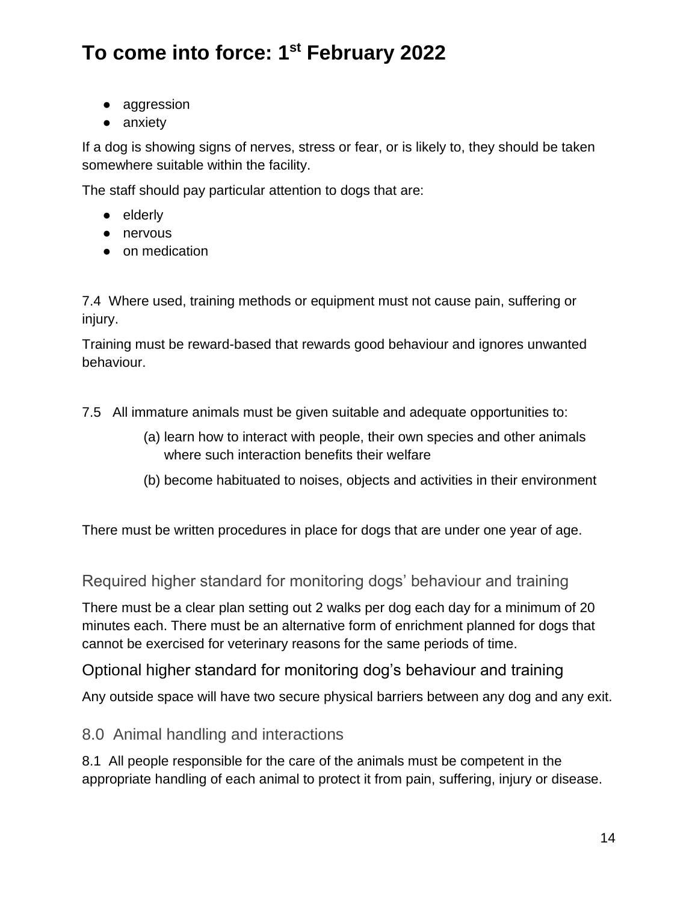- aggression
- anxiety

If a dog is showing signs of nerves, stress or fear, or is likely to, they should be taken somewhere suitable within the facility.

The staff should pay particular attention to dogs that are:

- elderly
- nervous
- on medication

7.4 Where used, training methods or equipment must not cause pain, suffering or injury.

Training must be reward-based that rewards good behaviour and ignores unwanted behaviour.

7.5 All immature animals must be given suitable and adequate opportunities to:

(a) learn how to interact with people, their own species and other animals where such interaction benefits their welfare

(b) become habituated to noises, objects and activities in their environment

There must be written procedures in place for dogs that are under one year of age.

### Required higher standard for monitoring dogs' behaviour and training

There must be a clear plan setting out 2 walks per dog each day for a minimum of 20 minutes each. There must be an alternative form of enrichment planned for dogs that cannot be exercised for veterinary reasons for the same periods of time.

### Optional higher standard for monitoring dog's behaviour and training

Any outside space will have two secure physical barriers between any dog and any exit.

## 8.0 Animal handling and interactions

8.1 All people responsible for the care of the animals must be competent in the appropriate handling of each animal to protect it from pain, suffering, injury or disease.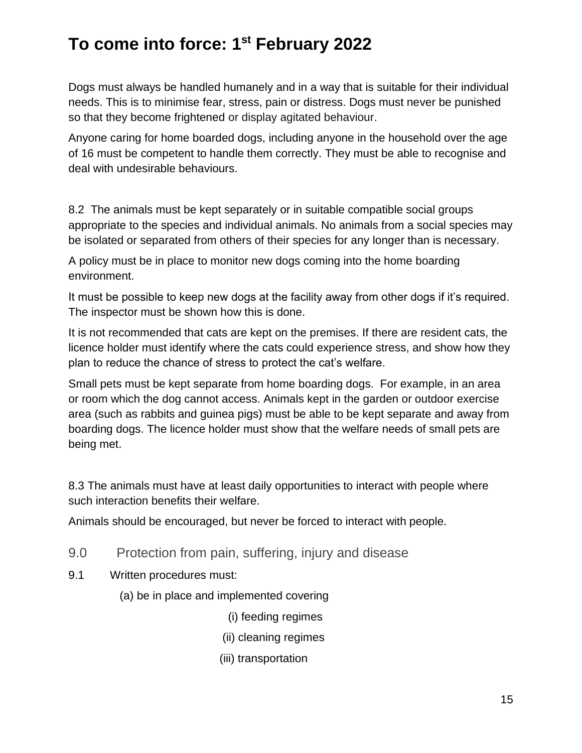# To come into force: 1st February 2022

Dogs must always be handled humanely and in a way that is suitable for their individual needs. This is to minimise fear, stress, pain or distress. Dogs must never be punished so that they become frightened or display agitated behaviour.

Anyone caring for home boarded dogs, including anyone in the household over the age of 16 must be competent to handle them correctly. They must be able to recognise and deal with undesirable behaviours.

8.2 The animals must be kept separately or in suitable compatible social groups appropriate to the species and individual animals. No animals from a social species may be isolated or separated from others of their species for any longer than is necessary.

A policy must be in place to monitor new dogs coming into the home boarding environment.

It must be possible to keep new dogs at the facility away from other dogs if it's required. The inspector must be shown how this is done.

It is not recommended that cats are kept on the premises. If there are resident cats, the licence holder must identify where the cats could experience stress, and show how they plan to reduce the chance of stress to protect the cat's welfare.

Small pets must be kept separate from home boarding dogs. For example, in an area or room which the dog cannot access. Animals kept in the garden or outdoor exercise area (such as rabbits and guinea pigs) must be able to be kept separate and away from boarding dogs. The licence holder must show that the welfare needs of small pets are being met.

8.3 The animals must have at least daily opportunities to interact with people where such interaction benefits their welfare.

Animals should be encouraged, but never be forced to interact with people.

## 9.0 Protection from pain, suffering, injury and disease

9.1 Written procedures must:

(a) be in place and implemented covering

(i) feeding regimes

(ii) cleaning regimes

(iii) transportation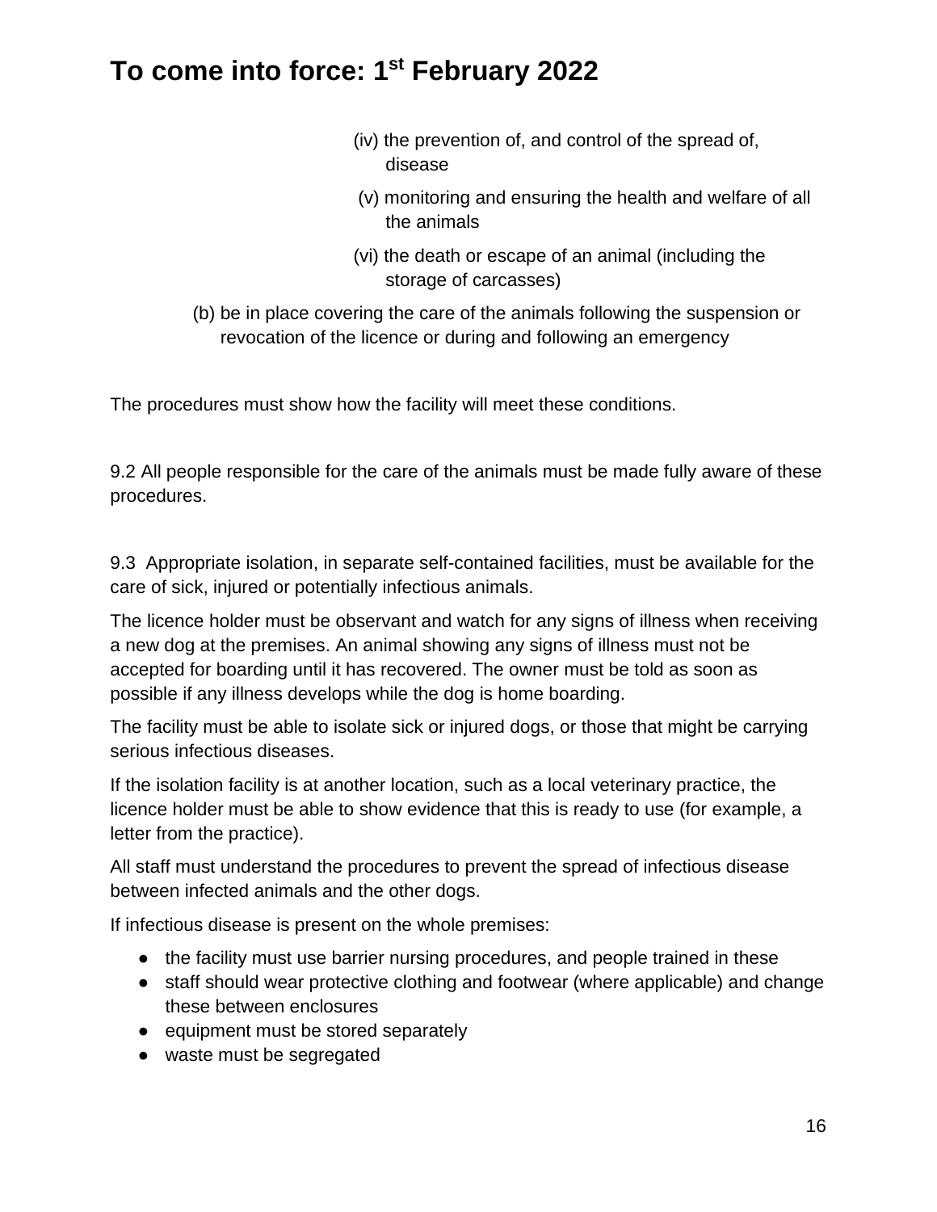# To come into force: 1st February 2022

(iv) the prevention of, and control of the spread of, disease

(v) monitoring and ensuring the health and welfare of all the animals

(vi) the death or escape of an animal (including the storage of carcasses)

(b) be in place covering the care of the animals following the suspension or revocation of the licence or during and following an emergency

The procedures must show how the facility will meet these conditions.

9.2 All people responsible for the care of the animals must be made fully aware of these procedures.

9.3 Appropriate isolation, in separate self-contained facilities, must be available for the care of sick, injured or potentially infectious animals.

The licence holder must be observant and watch for any signs of illness when receiving a new dog at the premises. An animal showing any signs of illness must not be accepted for boarding until it has recovered. The owner must be told as soon as possible if any illness develops while the dog is home boarding.

The facility must be able to isolate sick or injured dogs, or those that might be carrying serious infectious diseases.

If the isolation facility is at another location, such as a local veterinary practice, the licence holder must be able to show evidence that this is ready to use (for example, a letter from the practice).

All staff must understand the procedures to prevent the spread of infectious disease between infected animals and the other dogs.

If infectious disease is present on the whole premises:

- the facility must use barrier nursing procedures, and people trained in these
- staff should wear protective clothing and footwear (where applicable) and change these between enclosures
- equipment must be stored separately
- waste must be segregated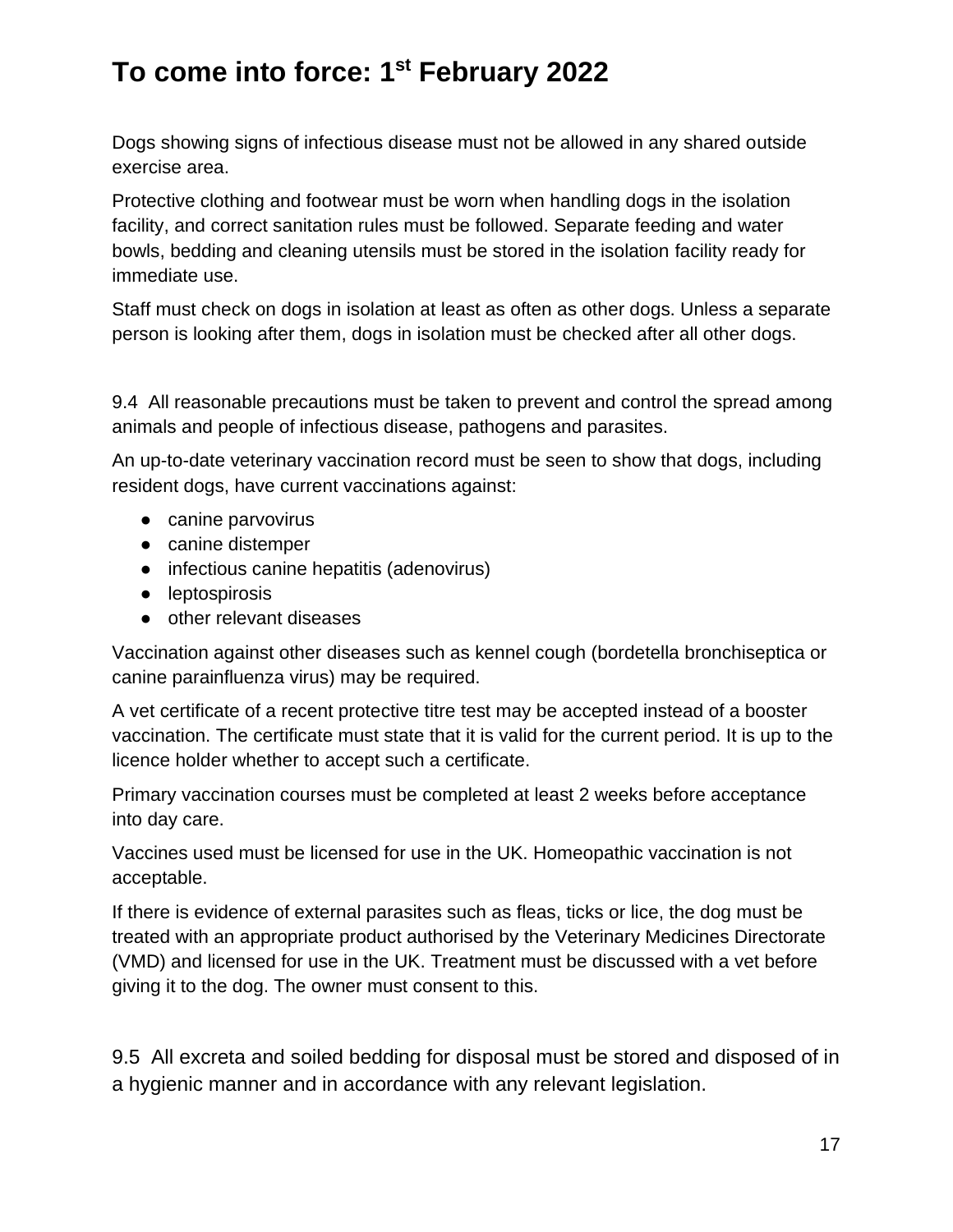# To come into force: 1st February 2022

Dogs showing signs of infectious disease must not be allowed in any shared outside exercise area.

Protective clothing and footwear must be worn when handling dogs in the isolation facility, and correct sanitation rules must be followed. Separate feeding and water bowls, bedding and cleaning utensils must be stored in the isolation facility ready for immediate use.

Staff must check on dogs in isolation at least as often as other dogs. Unless a separate person is looking after them, dogs in isolation must be checked after all other dogs.

9.4 All reasonable precautions must be taken to prevent and control the spread among animals and people of infectious disease, pathogens and parasites.

An up-to-date veterinary vaccination record must be seen to show that dogs, including resident dogs, have current vaccinations against:

- canine parvovirus
- canine distemper
- infectious canine hepatitis (adenovirus)
- leptospirosis
- other relevant diseases

Vaccination against other diseases such as kennel cough (bordetella bronchiseptica or canine parainfluenza virus) may be required.

A vet certificate of a recent protective titre test may be accepted instead of a booster vaccination. The certificate must state that it is valid for the current period. It is up to the licence holder whether to accept such a certificate.

Primary vaccination courses must be completed at least 2 weeks before acceptance into day care.

Vaccines used must be licensed for use in the UK. Homeopathic vaccination is not acceptable.

If there is evidence of external parasites such as fleas, ticks or lice, the dog must be treated with an appropriate product authorised by the Veterinary Medicines Directorate (VMD) and licensed for use in the UK. Treatment must be discussed with a vet before giving it to the dog. The owner must consent to this.

9.5 All excreta and soiled bedding for disposal must be stored and disposed of in a hygienic manner and in accordance with any relevant legislation.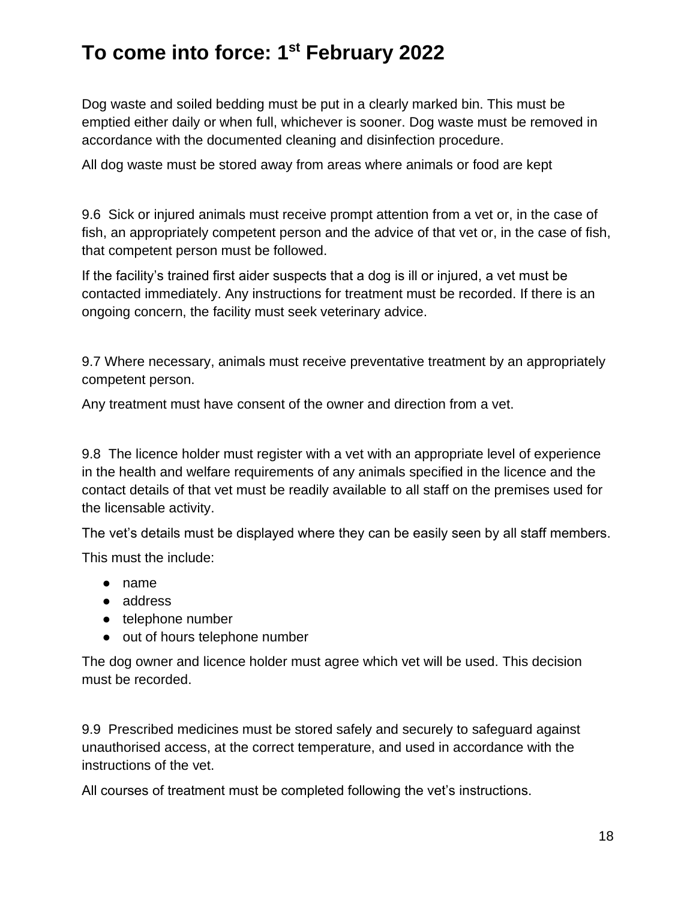# To come into force: 1st February 2022

Dog waste and soiled bedding must be put in a clearly marked bin. This must be emptied either daily or when full, whichever is sooner. Dog waste must be removed in accordance with the documented cleaning and disinfection procedure.

All dog waste must be stored away from areas where animals or food are kept

9.6 Sick or injured animals must receive prompt attention from a vet or, in the case of fish, an appropriately competent person and the advice of that vet or, in the case of fish, that competent person must be followed.

If the facility's trained first aider suspects that a dog is ill or injured, a vet must be contacted immediately. Any instructions for treatment must be recorded. If there is an ongoing concern, the facility must seek veterinary advice.

9.7 Where necessary, animals must receive preventative treatment by an appropriately competent person.

Any treatment must have consent of the owner and direction from a vet.

9.8 The licence holder must register with a vet with an appropriate level of experience in the health and welfare requirements of any animals specified in the licence and the contact details of that vet must be readily available to all staff on the premises used for the licensable activity.

The vet's details must be displayed where they can be easily seen by all staff members.

This must the include:

- name
- address
- telephone number
- out of hours telephone number

The dog owner and licence holder must agree which vet will be used. This decision must be recorded.

9.9 Prescribed medicines must be stored safely and securely to safeguard against unauthorised access, at the correct temperature, and used in accordance with the instructions of the vet.

All courses of treatment must be completed following the vet's instructions.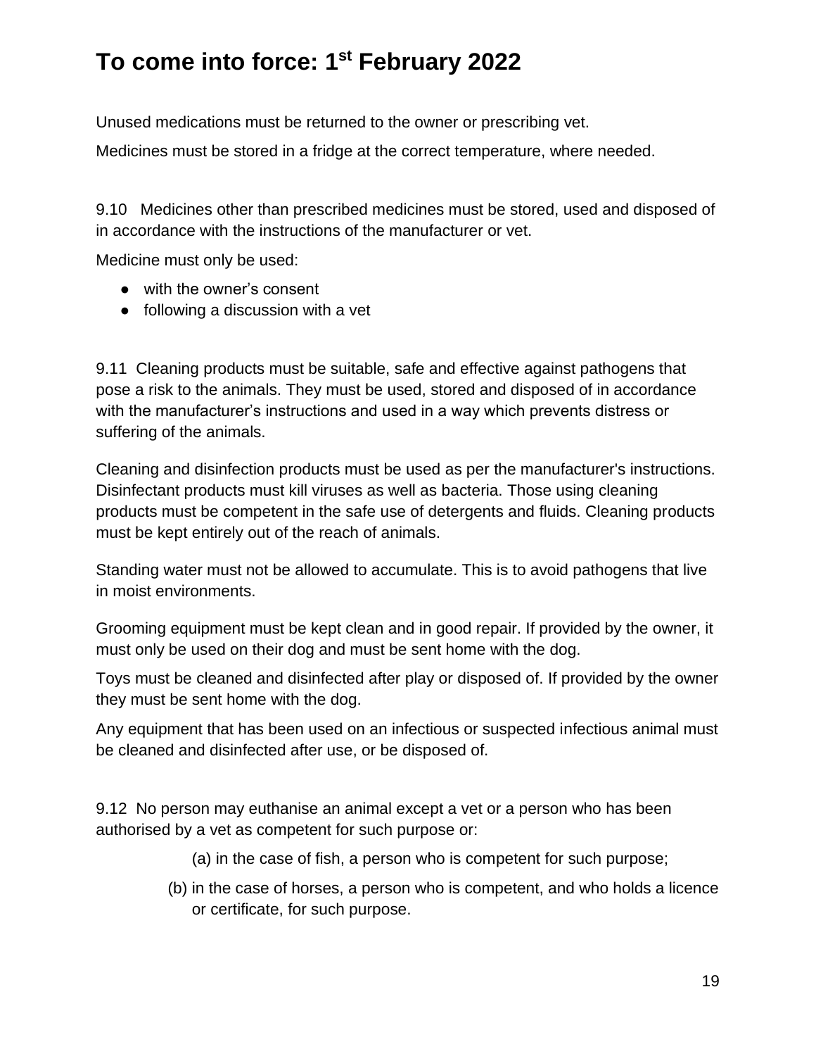# To come into force: 1st February 2022

Unused medications must be returned to the owner or prescribing vet.

Medicines must be stored in a fridge at the correct temperature, where needed.

9.10 Medicines other than prescribed medicines must be stored, used and disposed of in accordance with the instructions of the manufacturer or vet.

Medicine must only be used:

- with the owner's consent
- following a discussion with a vet

9.11 Cleaning products must be suitable, safe and effective against pathogens that pose a risk to the animals. They must be used, stored and disposed of in accordance with the manufacturer's instructions and used in a way which prevents distress or suffering of the animals.

Cleaning and disinfection products must be used as per the manufacturer's instructions. Disinfectant products must kill viruses as well as bacteria. Those using cleaning products must be competent in the safe use of detergents and fluids. Cleaning products must be kept entirely out of the reach of animals.

Standing water must not be allowed to accumulate. This is to avoid pathogens that live in moist environments.

Grooming equipment must be kept clean and in good repair. If provided by the owner, it must only be used on their dog and must be sent home with the dog.

Toys must be cleaned and disinfected after play or disposed of. If provided by the owner they must be sent home with the dog.

Any equipment that has been used on an infectious or suspected infectious animal must be cleaned and disinfected after use, or be disposed of.

9.12 No person may euthanise an animal except a vet or a person who has been authorised by a vet as competent for such purpose or:

(a) in the case of fish, a person who is competent for such purpose;

(b) in the case of horses, a person who is competent, and who holds a licence or certificate, for such purpose.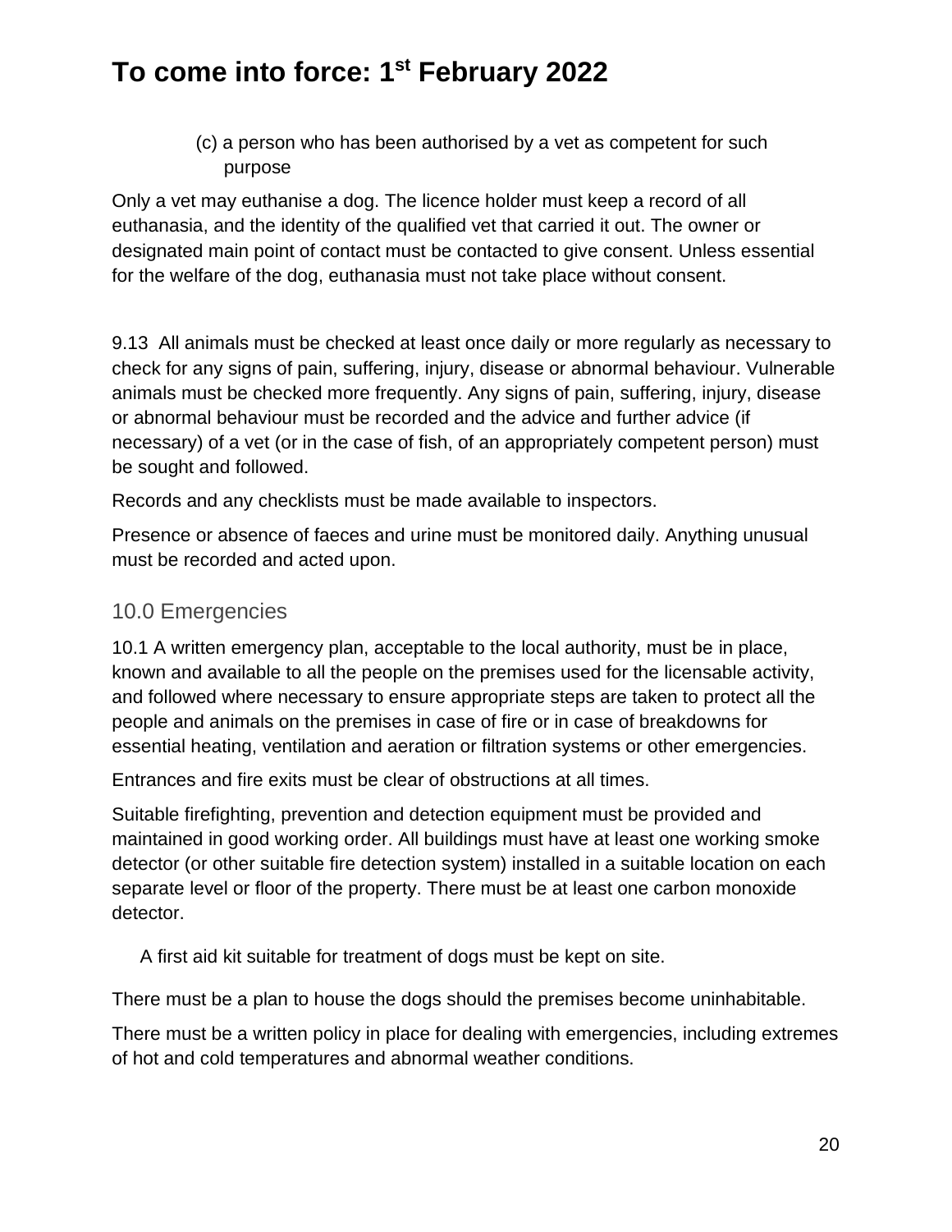# To come into force: 1st February 2022

(c) a person who has been authorised by a vet as competent for such purpose

Only a vet may euthanise a dog. The licence holder must keep a record of all euthanasia, and the identity of the qualified vet that carried it out. The owner or designated main point of contact must be contacted to give consent. Unless essential for the welfare of the dog, euthanasia must not take place without consent.

9.13 All animals must be checked at least once daily or more regularly as necessary to check for any signs of pain, suffering, injury, disease or abnormal behaviour. Vulnerable animals must be checked more frequently. Any signs of pain, suffering, injury, disease or abnormal behaviour must be recorded and the advice and further advice (if necessary) of a vet (or in the case of fish, of an appropriately competent person) must be sought and followed.

Records and any checklists must be made available to inspectors.

Presence or absence of faeces and urine must be monitored daily. Anything unusual must be recorded and acted upon.

## 10.0 Emergencies

10.1 A written emergency plan, acceptable to the local authority, must be in place, known and available to all the people on the premises used for the licensable activity, and followed where necessary to ensure appropriate steps are taken to protect all the people and animals on the premises in case of fire or in case of breakdowns for essential heating, ventilation and aeration or filtration systems or other emergencies.

Entrances and fire exits must be clear of obstructions at all times.

Suitable firefighting, prevention and detection equipment must be provided and maintained in good working order. All buildings must have at least one working smoke detector (or other suitable fire detection system) installed in a suitable location on each separate level or floor of the property. There must be at least one carbon monoxide detector.

A first aid kit suitable for treatment of dogs must be kept on site.

There must be a plan to house the dogs should the premises become uninhabitable.

There must be a written policy in place for dealing with emergencies, including extremes of hot and cold temperatures and abnormal weather conditions.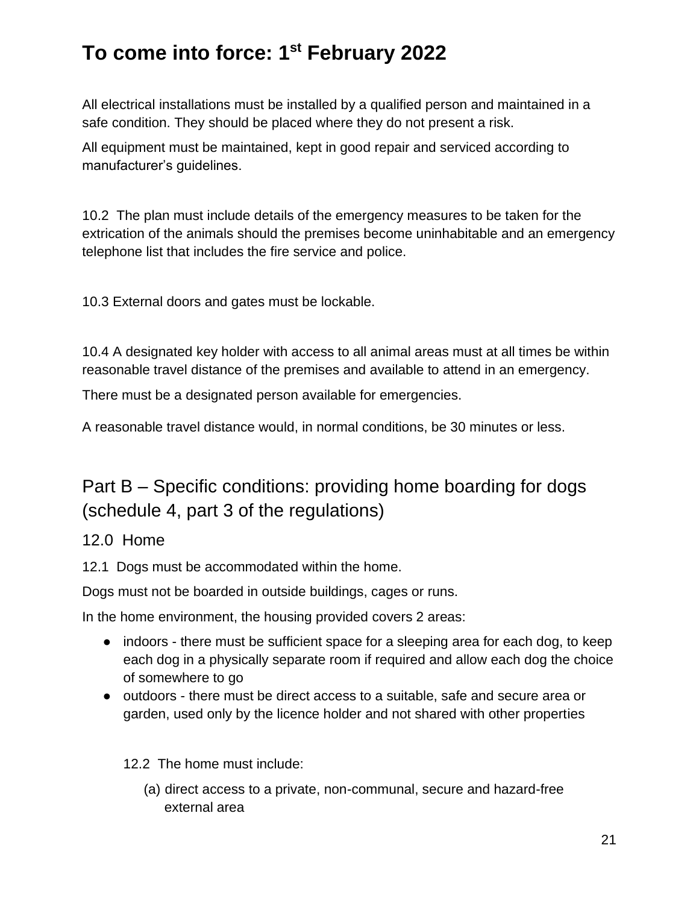# To come into force: 1st February 2022

All electrical installations must be installed by a qualified person and maintained in a safe condition. They should be placed where they do not present a risk.

All equipment must be maintained, kept in good repair and serviced according to manufacturer's guidelines.

10.2 The plan must include details of the emergency measures to be taken for the extrication of the animals should the premises become uninhabitable and an emergency telephone list that includes the fire service and police.

10.3 External doors and gates must be lockable.

10.4 A designated key holder with access to all animal areas must at all times be within reasonable travel distance of the premises and available to attend in an emergency.

There must be a designated person available for emergencies.

A reasonable travel distance would, in normal conditions, be 30 minutes or less.

## Part B – Specific conditions: providing home boarding for dogs (schedule 4, part 3 of the regulations)

### 12.0 Home

12.1 Dogs must be accommodated within the home.

Dogs must not be boarded in outside buildings, cages or runs.

In the home environment, the housing provided covers 2 areas:

- indoors - there must be sufficient space for a sleeping area for each dog, to keep each dog in a physically separate room if required and allow each dog the choice of somewhere to go
- outdoors - there must be direct access to a suitable, safe and secure area or garden, used only by the licence holder and not shared with other properties

12.2 The home must include:

(a) direct access to a private, non-communal, secure and hazard-free external area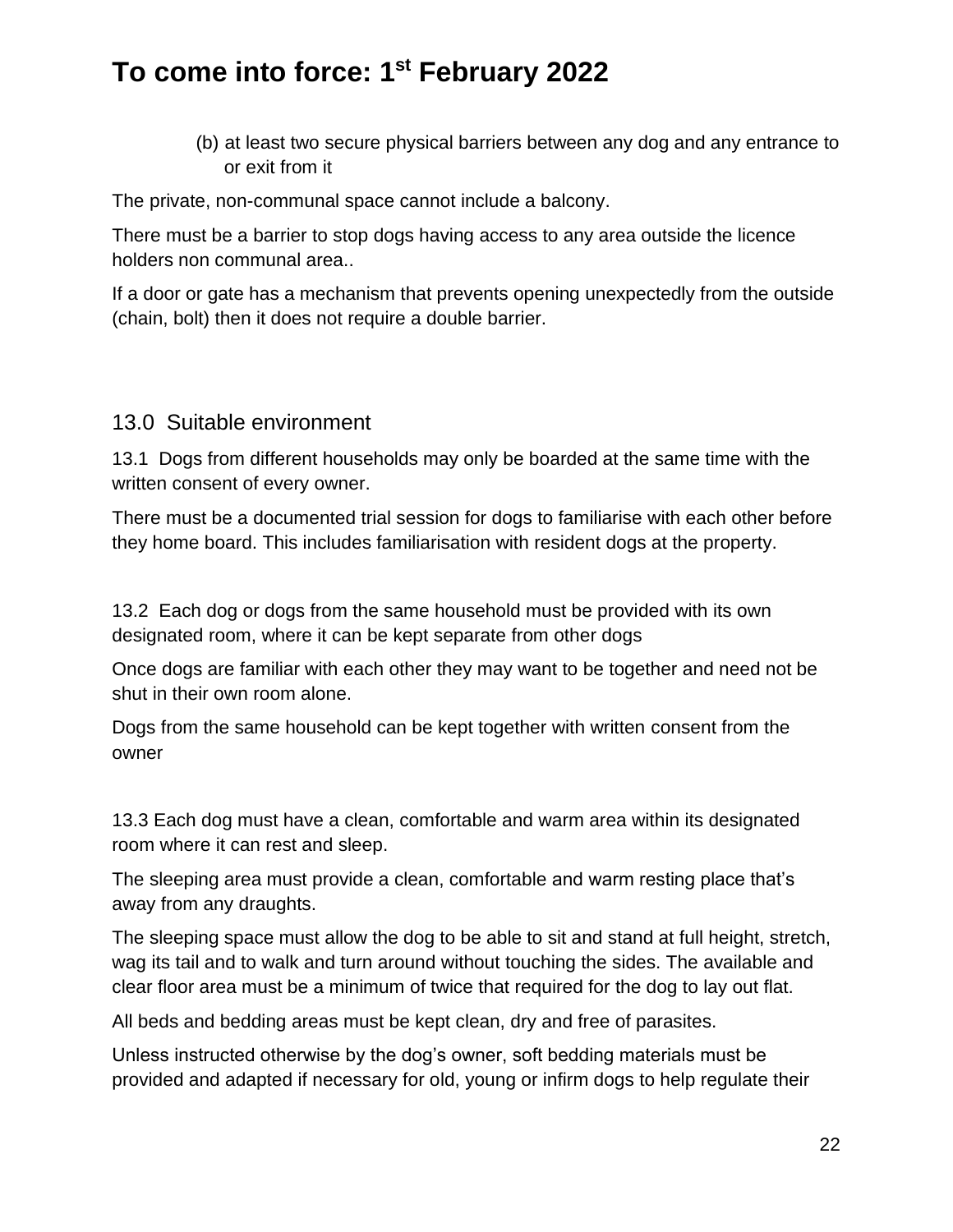# To come into force: 1st February 2022

(b) at least two secure physical barriers between any dog and any entrance to or exit from it

The private, non-communal space cannot include a balcony.

There must be a barrier to stop dogs having access to any area outside the licence holders non communal area..

If a door or gate has a mechanism that prevents opening unexpectedly from the outside (chain, bolt) then it does not require a double barrier.

## 13.0 Suitable environment

13.1 Dogs from different households may only be boarded at the same time with the written consent of every owner.

There must be a documented trial session for dogs to familiarise with each other before they home board. This includes familiarisation with resident dogs at the property.

13.2 Each dog or dogs from the same household must be provided with its own designated room, where it can be kept separate from other dogs

Once dogs are familiar with each other they may want to be together and need not be shut in their own room alone.

Dogs from the same household can be kept together with written consent from the owner

13.3 Each dog must have a clean, comfortable and warm area within its designated room where it can rest and sleep.

The sleeping area must provide a clean, comfortable and warm resting place that's away from any draughts.

The sleeping space must allow the dog to be able to sit and stand at full height, stretch, wag its tail and to walk and turn around without touching the sides. The available and clear floor area must be a minimum of twice that required for the dog to lay out flat.

All beds and bedding areas must be kept clean, dry and free of parasites.

Unless instructed otherwise by the dog's owner, soft bedding materials must be provided and adapted if necessary for old, young or infirm dogs to help regulate their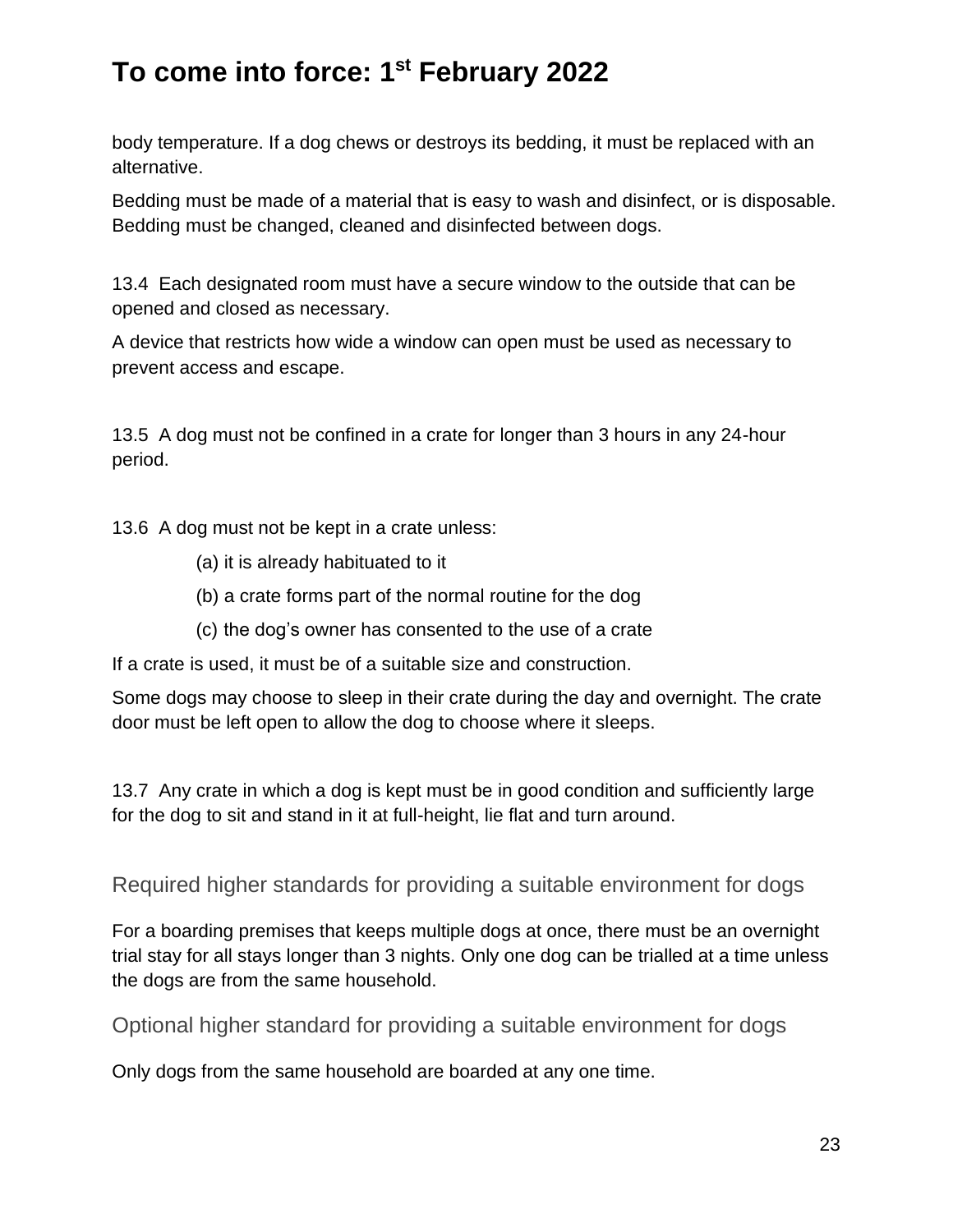body temperature. If a dog chews or destroys its bedding, it must be replaced with an alternative.

Bedding must be made of a material that is easy to wash and disinfect, or is disposable. Bedding must be changed, cleaned and disinfected between dogs.

13.4 Each designated room must have a secure window to the outside that can be opened and closed as necessary.

A device that restricts how wide a window can open must be used as necessary to prevent access and escape.

13.5 A dog must not be confined in a crate for longer than 3 hours in any 24-hour period.

13.6 A dog must not be kept in a crate unless:

(a) it is already habituated to it

(b) a crate forms part of the normal routine for the dog

(c) the dog's owner has consented to the use of a crate

If a crate is used, it must be of a suitable size and construction.

Some dogs may choose to sleep in their crate during the day and overnight. The crate door must be left open to allow the dog to choose where it sleeps.

13.7 Any crate in which a dog is kept must be in good condition and sufficiently large for the dog to sit and stand in it at full-height, lie flat and turn around.

## Required higher standards for providing a suitable environment for dogs

For a boarding premises that keeps multiple dogs at once, there must be an overnight trial stay for all stays longer than 3 nights. Only one dog can be trialled at a time unless the dogs are from the same household.

## Optional higher standard for providing a suitable environment for dogs

Only dogs from the same household are boarded at any one time.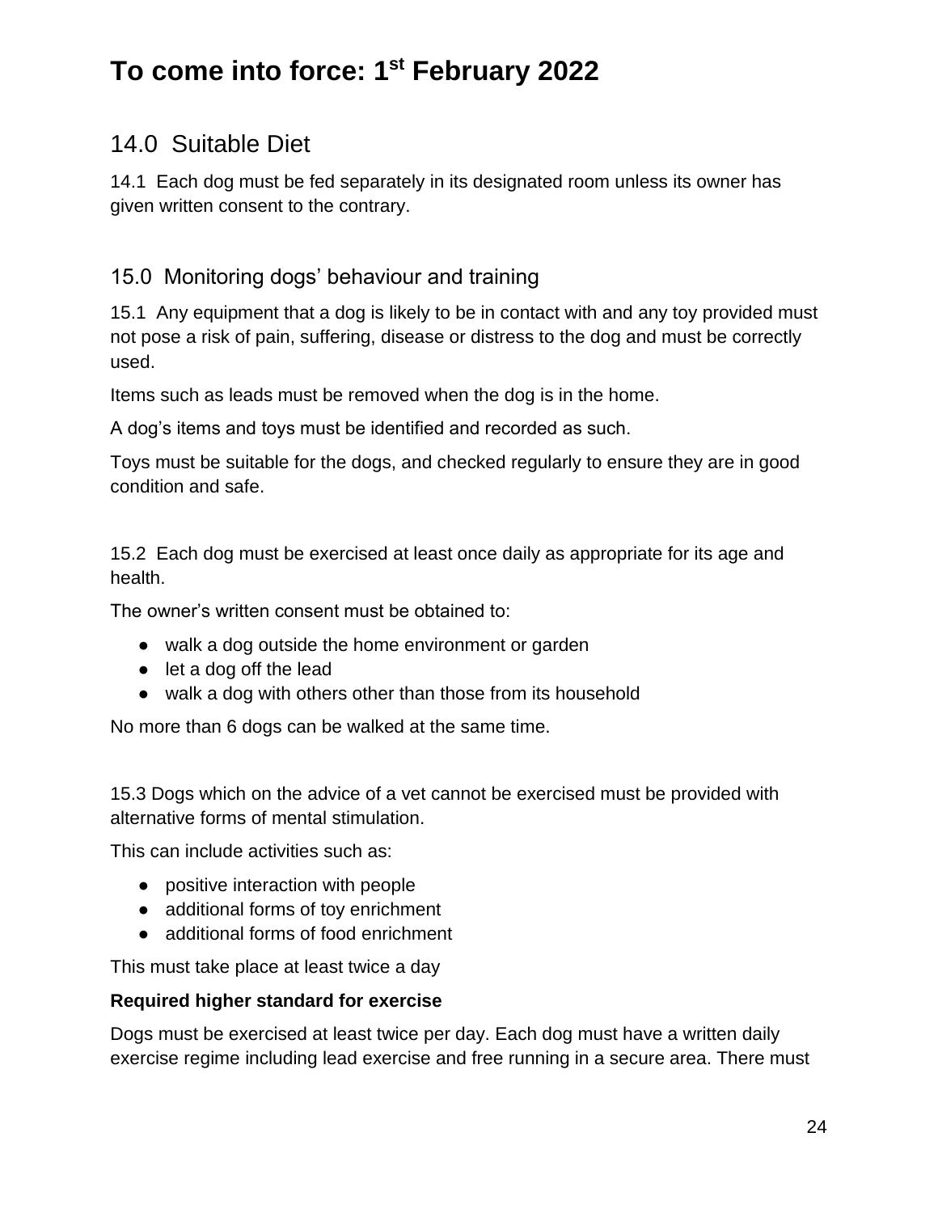# To come into force: 1st February 2022

## 14.0 Suitable Diet

14.1 Each dog must be fed separately in its designated room unless its owner has given written consent to the contrary.

## 15.0 Monitoring dogs' behaviour and training

15.1 Any equipment that a dog is likely to be in contact with and any toy provided must not pose a risk of pain, suffering, disease or distress to the dog and must be correctly used.

Items such as leads must be removed when the dog is in the home.

A dog's items and toys must be identified and recorded as such.

Toys must be suitable for the dogs, and checked regularly to ensure they are in good condition and safe.

15.2 Each dog must be exercised at least once daily as appropriate for its age and health.

The owner's written consent must be obtained to:

- walk a dog outside the home environment or garden
- let a dog off the lead
- walk a dog with others other than those from its household

No more than 6 dogs can be walked at the same time.

15.3 Dogs which on the advice of a vet cannot be exercised must be provided with alternative forms of mental stimulation.

This can include activities such as:

- positive interaction with people
- additional forms of toy enrichment
- additional forms of food enrichment

This must take place at least twice a day

**Required higher standard for exercise**

Dogs must be exercised at least twice per day. Each dog must have a written daily exercise regime including lead exercise and free running in a secure area. There must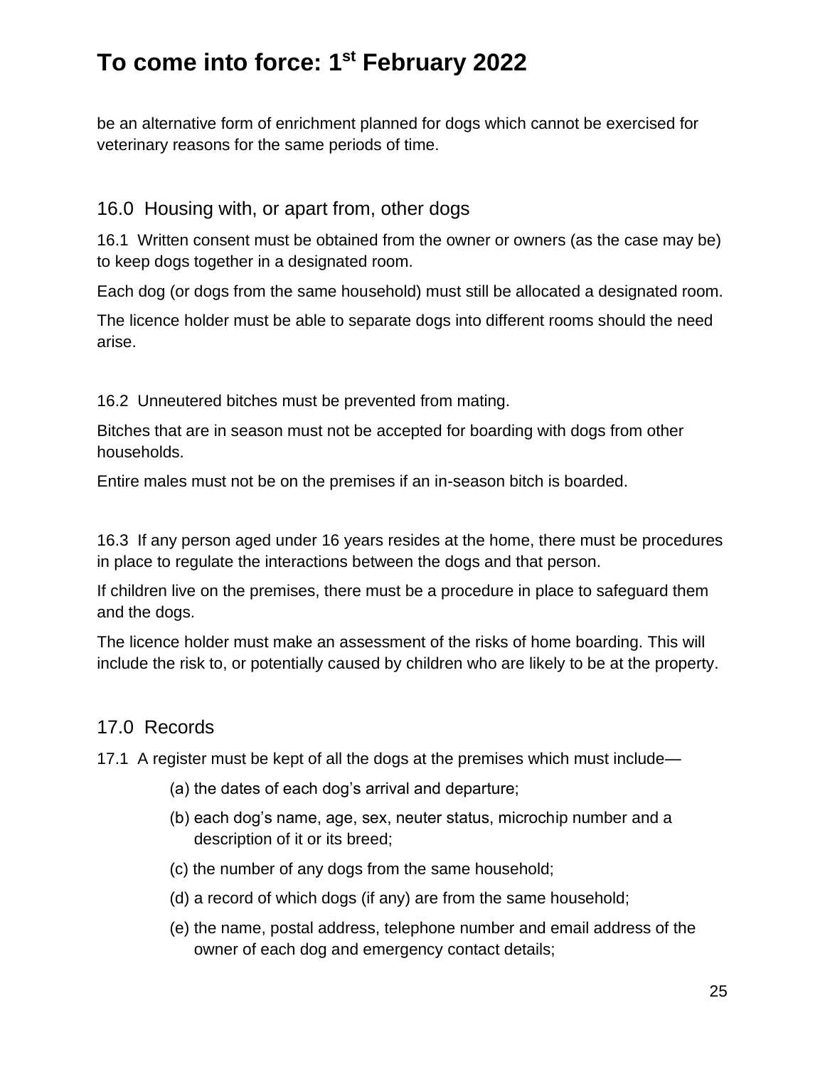be an alternative form of enrichment planned for dogs which cannot be exercised for veterinary reasons for the same periods of time.

## 16.0 Housing with, or apart from, other dogs

16.1 Written consent must be obtained from the owner or owners (as the case may be) to keep dogs together in a designated room.

Each dog (or dogs from the same household) must still be allocated a designated room.

The licence holder must be able to separate dogs into different rooms should the need arise.

16.2 Unneutered bitches must be prevented from mating.

Bitches that are in season must not be accepted for boarding with dogs from other households.

Entire males must not be on the premises if an in-season bitch is boarded.

16.3 If any person aged under 16 years resides at the home, there must be procedures in place to regulate the interactions between the dogs and that person.

If children live on the premises, there must be a procedure in place to safeguard them and the dogs.

The licence holder must make an assessment of the risks of home boarding. This will include the risk to, or potentially caused by children who are likely to be at the property.

## 17.0 Records

17.1 A register must be kept of all the dogs at the premises which must include—

(a) the dates of each dog's arrival and departure;

(b) each dog's name, age, sex, neuter status, microchip number and a description of it or its breed;

(c) the number of any dogs from the same household;

(d) a record of which dogs (if any) are from the same household;

(e) the name, postal address, telephone number and email address of the owner of each dog and emergency contact details;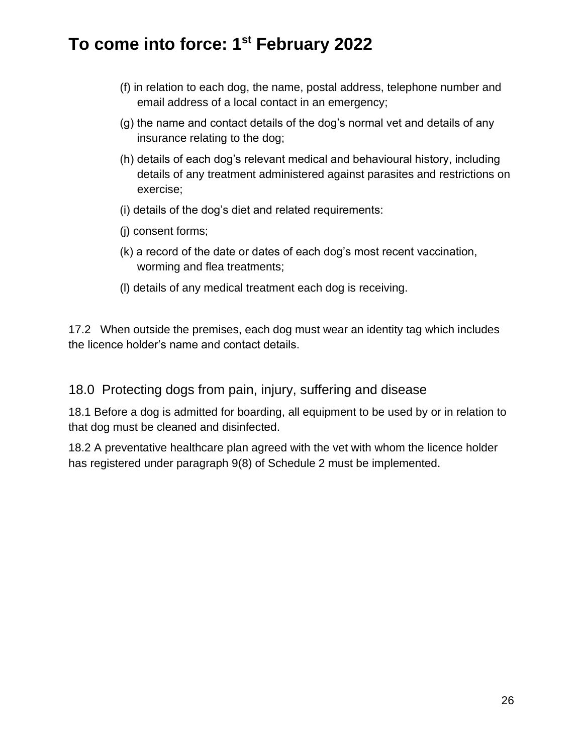# To come into force: 1st February 2022

(f) in relation to each dog, the name, postal address, telephone number and email address of a local contact in an emergency;

(g) the name and contact details of the dog's normal vet and details of any insurance relating to the dog;

(h) details of each dog's relevant medical and behavioural history, including details of any treatment administered against parasites and restrictions on exercise;

(i) details of the dog's diet and related requirements:

(j) consent forms;

(k) a record of the date or dates of each dog's most recent vaccination, worming and flea treatments;

(l) details of any medical treatment each dog is receiving.

17.2 When outside the premises, each dog must wear an identity tag which includes the licence holder's name and contact details.

## 18.0 Protecting dogs from pain, injury, suffering and disease

18.1 Before a dog is admitted for boarding, all equipment to be used by or in relation to that dog must be cleaned and disinfected.

18.2 A preventative healthcare plan agreed with the vet with whom the licence holder has registered under paragraph 9(8) of Schedule 2 must be implemented.